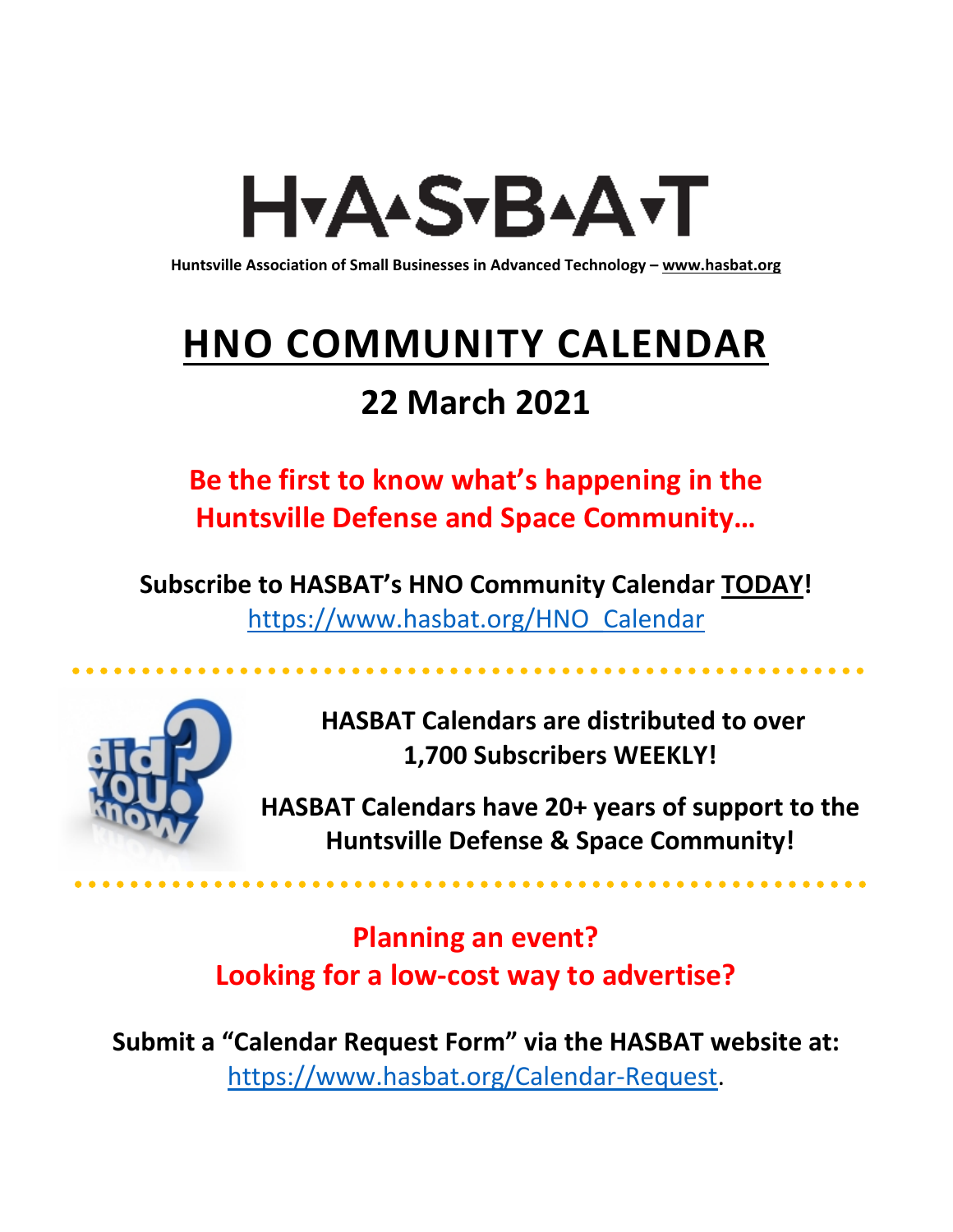# H▾A▴S▾B▴A▾T

**Huntsville Association of Small Businesses in Advanced Technology – www.hasbat.org**

# HNO COMMUNITY CALENDAR

## 22 March 2021

**Be the first to know what's happening in the Huntsville Defense and Space Community…**

**Subscribe to HASBAT's HNO Community Calendar TODAY!**
https://www.hasbat.org/HNO_Calendar

**HASBAT Calendars are distributed to over 1,700 Subscribers WEEKLY!**

**HASBAT Calendars have 20+ years of support to the Huntsville Defense & Space Community!**

**Planning an event?**
**Looking for a low-cost way to advertise?**

**Submit a "Calendar Request Form" via the HASBAT website at:**
https://www.hasbat.org/Calendar-Request.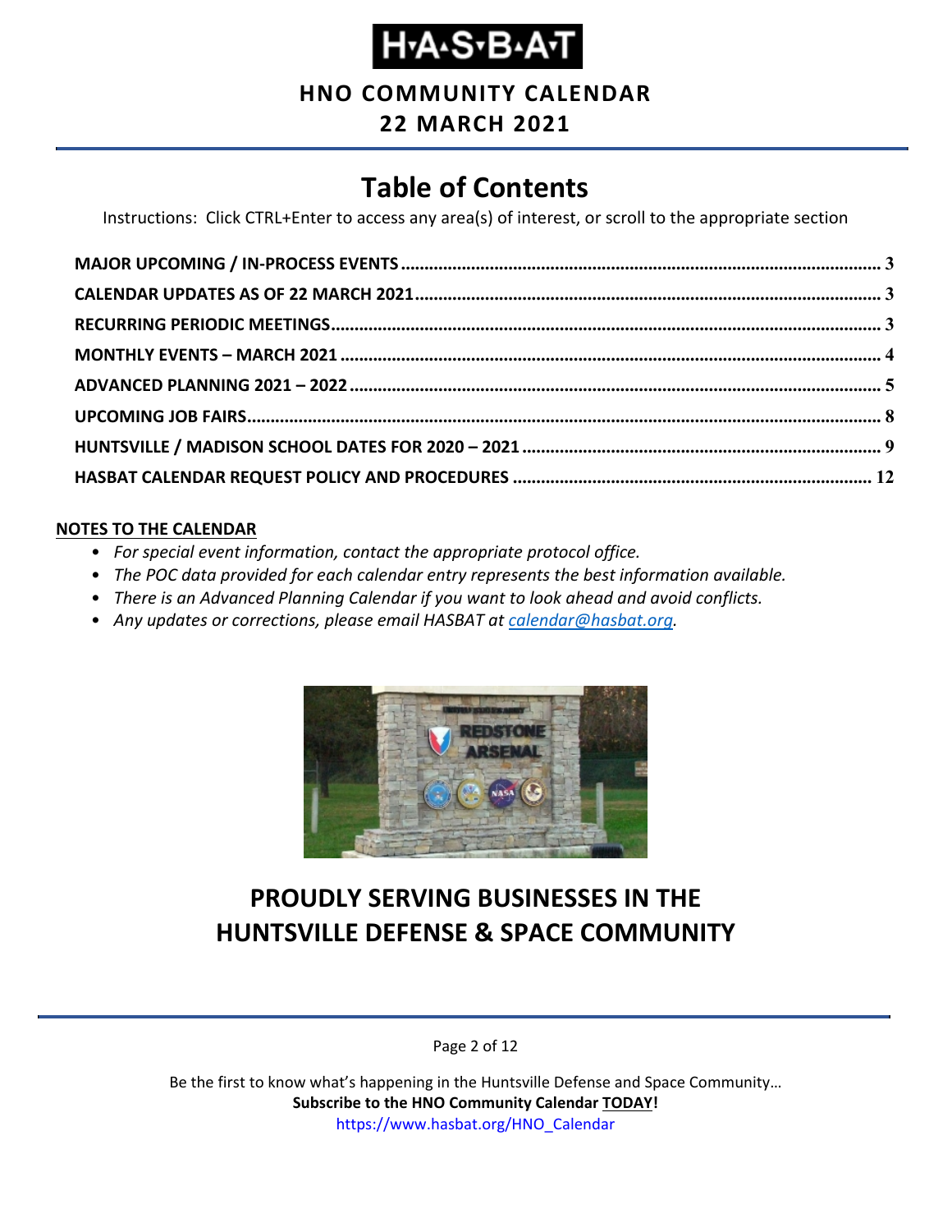# H·A·S·B·A·T

## HNO COMMUNITY CALENDAR

## 22 MARCH 2021

# Table of Contents

Instructions: Click CTRL+Enter to access any area(s) of interest, or scroll to the appropriate section

- **MAJOR UPCOMING / IN-PROCESS EVENTS** ........ 3
- **CALENDAR UPDATES AS OF 22 MARCH 2021** ........ 3
- **RECURRING PERIODIC MEETINGS** ........ 3
- **MONTHLY EVENTS – MARCH 2021** ........ 4
- **ADVANCED PLANNING 2021 – 2022** ........ 5
- **UPCOMING JOB FAIRS** ........ 8
- **HUNTSVILLE / MADISON SCHOOL DATES FOR 2020 – 2021** ........ 9
- **HASBAT CALENDAR REQUEST POLICY AND PROCEDURES** ........ 12

**NOTES TO THE CALENDAR**

- *For special event information, contact the appropriate protocol office.*
- *The POC data provided for each calendar entry represents the best information available.*
- *There is an Advanced Planning Calendar if you want to look ahead and avoid conflicts.*
- *Any updates or corrections, please email HASBAT at calendar@hasbat.org.*

## PROUDLY SERVING BUSINESSES IN THE HUNTSVILLE DEFENSE & SPACE COMMUNITY

Be the first to know what's happening in the Huntsville Defense and Space Community…
**Subscribe to the HNO Community Calendar TODAY!**
https://www.hasbat.org/HNO_Calendar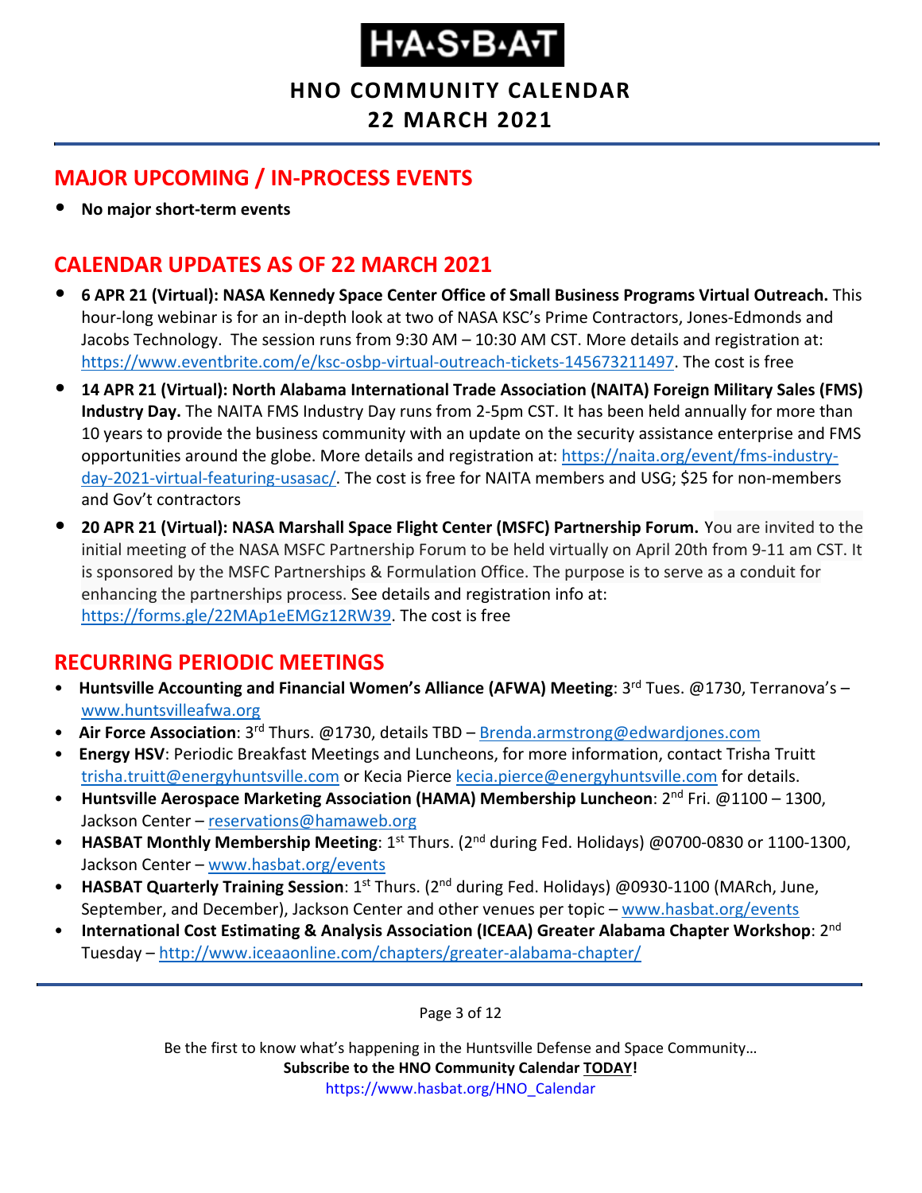# H·A·S·B·A·T

## HNO COMMUNITY CALENDAR
## 22 MARCH 2021

## MAJOR UPCOMING / IN-PROCESS EVENTS

- **No major short-term events**

## CALENDAR UPDATES AS OF 22 MARCH 2021

- **6 APR 21 (Virtual): NASA Kennedy Space Center Office of Small Business Programs Virtual Outreach.** This hour-long webinar is for an in-depth look at two of NASA KSC's Prime Contractors, Jones-Edmonds and Jacobs Technology. The session runs from 9:30 AM – 10:30 AM CST. More details and registration at: https://www.eventbrite.com/e/ksc-osbp-virtual-outreach-tickets-145673211497. The cost is free
- **14 APR 21 (Virtual): North Alabama International Trade Association (NAITA) Foreign Military Sales (FMS) Industry Day.** The NAITA FMS Industry Day runs from 2-5pm CST. It has been held annually for more than 10 years to provide the business community with an update on the security assistance enterprise and FMS opportunities around the globe. More details and registration at: https://naita.org/event/fms-industry-day-2021-virtual-featuring-usasac/. The cost is free for NAITA members and USG; $25 for non-members and Gov't contractors
- **20 APR 21 (Virtual): NASA Marshall Space Flight Center (MSFC) Partnership Forum.** You are invited to the initial meeting of the NASA MSFC Partnership Forum to be held virtually on April 20th from 9-11 am CST. It is sponsored by the MSFC Partnerships & Formulation Office. The purpose is to serve as a conduit for enhancing the partnerships process. See details and registration info at: https://forms.gle/22MAp1eEMGz12RW39. The cost is free

## RECURRING PERIODIC MEETINGS

- **Huntsville Accounting and Financial Women's Alliance (AFWA) Meeting**: 3rd Tues. @1730, Terranova's – www.huntsvilleafwa.org
- **Air Force Association**: 3rd Thurs. @1730, details TBD – Brenda.armstrong@edwardjones.com
- **Energy HSV**: Periodic Breakfast Meetings and Luncheons, for more information, contact Trisha Truitt trisha.truitt@energyhuntsville.com or Kecia Pierce kecia.pierce@energyhuntsville.com for details.
- **Huntsville Aerospace Marketing Association (HAMA) Membership Luncheon**: 2nd Fri. @1100 – 1300, Jackson Center – reservations@hamaweb.org
- **HASBAT Monthly Membership Meeting**: 1st Thurs. (2nd during Fed. Holidays) @0700-0830 or 1100-1300, Jackson Center – www.hasbat.org/events
- **HASBAT Quarterly Training Session**: 1st Thurs. (2nd during Fed. Holidays) @0930-1100 (MARch, June, September, and December), Jackson Center and other venues per topic – www.hasbat.org/events
- **International Cost Estimating & Analysis Association (ICEAA) Greater Alabama Chapter Workshop**: 2nd Tuesday – http://www.iceaaonline.com/chapters/greater-alabama-chapter/

Be the first to know what's happening in the Huntsville Defense and Space Community…
**Subscribe to the HNO Community Calendar TODAY!**
https://www.hasbat.org/HNO_Calendar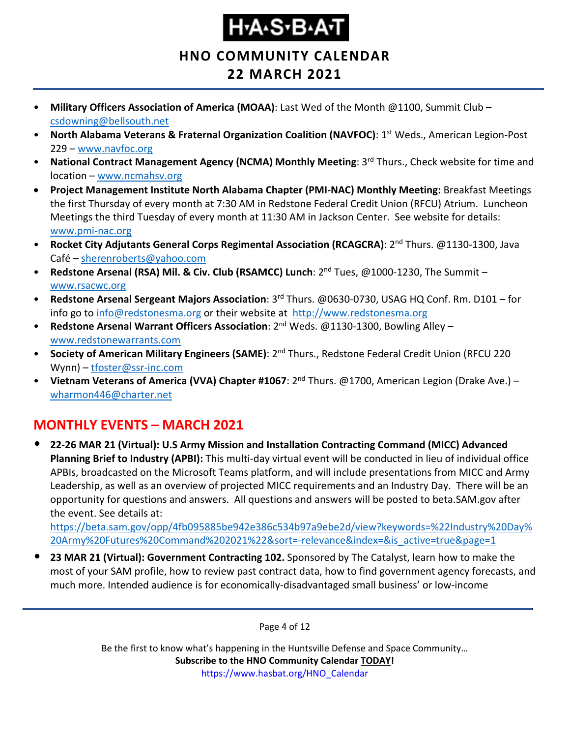- **Military Officers Association of America (MOAA)**: Last Wed of the Month @1100, Summit Club – csdowning@bellsouth.net
- **North Alabama Veterans & Fraternal Organization Coalition (NAVFOC)**: 1st Weds., American Legion-Post 229 – www.navfoc.org
- **National Contract Management Agency (NCMA) Monthly Meeting**: 3rd Thurs., Check website for time and location – www.ncmahsv.org
- **Project Management Institute North Alabama Chapter (PMI-NAC) Monthly Meeting:** Breakfast Meetings the first Thursday of every month at 7:30 AM in Redstone Federal Credit Union (RFCU) Atrium. Luncheon Meetings the third Tuesday of every month at 11:30 AM in Jackson Center. See website for details: www.pmi-nac.org
- **Rocket City Adjutants General Corps Regimental Association (RCAGCRA)**: 2nd Thurs. @1130-1300, Java Café – sherenroberts@yahoo.com
- **Redstone Arsenal (RSA) Mil. & Civ. Club (RSAMCC) Lunch**: 2nd Tues, @1000-1230, The Summit – www.rsacwc.org
- **Redstone Arsenal Sergeant Majors Association**: 3rd Thurs. @0630-0730, USAG HQ Conf. Rm. D101 – for info go to info@redstonesma.org or their website at http://www.redstonesma.org
- **Redstone Arsenal Warrant Officers Association**: 2nd Weds. @1130-1300, Bowling Alley – www.redstonewarrants.com
- **Society of American Military Engineers (SAME)**: 2nd Thurs., Redstone Federal Credit Union (RFCU 220 Wynn) – tfoster@ssr-inc.com
- **Vietnam Veterans of America (VVA) Chapter #1067**: 2nd Thurs. @1700, American Legion (Drake Ave.) – wharmon446@charter.net

## MONTHLY EVENTS – MARCH 2021

- **22-26 MAR 21 (Virtual): U.S Army Mission and Installation Contracting Command (MICC) Advanced Planning Brief to Industry (APBI):** This multi-day virtual event will be conducted in lieu of individual office APBIs, broadcasted on the Microsoft Teams platform, and will include presentations from MICC and Army Leadership, as well as an overview of projected MICC requirements and an Industry Day. There will be an opportunity for questions and answers. All questions and answers will be posted to beta.SAM.gov after the event. See details at: https://beta.sam.gov/opp/4fb095885be942e386c534b97a9ebe2d/view?keywords=%22Industry%20Day%20Army%20Futures%20Command%202021%22&sort=-relevance&index=&is_active=true&page=1
- **23 MAR 21 (Virtual): Government Contracting 102.** Sponsored by The Catalyst, learn how to make the most of your SAM profile, how to review past contract data, how to find government agency forecasts, and much more. Intended audience is for economically-disadvantaged small business' or low-income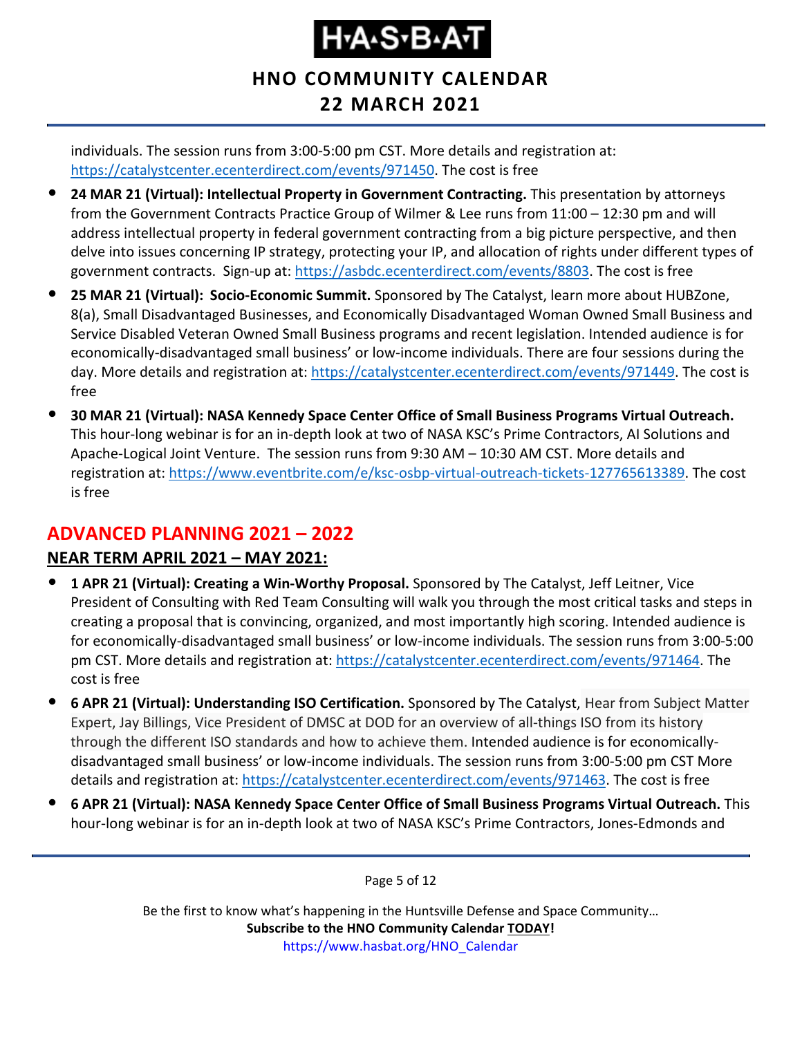individuals. The session runs from 3:00-5:00 pm CST. More details and registration at: https://catalystcenter.ecenterdirect.com/events/971450. The cost is free

- **24 MAR 21 (Virtual): Intellectual Property in Government Contracting.** This presentation by attorneys from the Government Contracts Practice Group of Wilmer & Lee runs from 11:00 – 12:30 pm and will address intellectual property in federal government contracting from a big picture perspective, and then delve into issues concerning IP strategy, protecting your IP, and allocation of rights under different types of government contracts. Sign-up at: https://asbdc.ecenterdirect.com/events/8803. The cost is free
- **25 MAR 21 (Virtual): Socio-Economic Summit.** Sponsored by The Catalyst, learn more about HUBZone, 8(a), Small Disadvantaged Businesses, and Economically Disadvantaged Woman Owned Small Business and Service Disabled Veteran Owned Small Business programs and recent legislation. Intended audience is for economically-disadvantaged small business' or low-income individuals. There are four sessions during the day. More details and registration at: https://catalystcenter.ecenterdirect.com/events/971449. The cost is free
- **30 MAR 21 (Virtual): NASA Kennedy Space Center Office of Small Business Programs Virtual Outreach.** This hour-long webinar is for an in-depth look at two of NASA KSC's Prime Contractors, AI Solutions and Apache-Logical Joint Venture. The session runs from 9:30 AM – 10:30 AM CST. More details and registration at: https://www.eventbrite.com/e/ksc-osbp-virtual-outreach-tickets-127765613389. The cost is free

## ADVANCED PLANNING 2021 – 2022

### NEAR TERM APRIL 2021 – MAY 2021:

- **1 APR 21 (Virtual): Creating a Win-Worthy Proposal.** Sponsored by The Catalyst, Jeff Leitner, Vice President of Consulting with Red Team Consulting will walk you through the most critical tasks and steps in creating a proposal that is convincing, organized, and most importantly high scoring. Intended audience is for economically-disadvantaged small business' or low-income individuals. The session runs from 3:00-5:00 pm CST. More details and registration at: https://catalystcenter.ecenterdirect.com/events/971464. The cost is free
- **6 APR 21 (Virtual): Understanding ISO Certification.** Sponsored by The Catalyst, Hear from Subject Matter Expert, Jay Billings, Vice President of DMSC at DOD for an overview of all-things ISO from its history through the different ISO standards and how to achieve them. Intended audience is for economically-disadvantaged small business' or low-income individuals. The session runs from 3:00-5:00 pm CST More details and registration at: https://catalystcenter.ecenterdirect.com/events/971463. The cost is free
- **6 APR 21 (Virtual): NASA Kennedy Space Center Office of Small Business Programs Virtual Outreach.** This hour-long webinar is for an in-depth look at two of NASA KSC's Prime Contractors, Jones-Edmonds and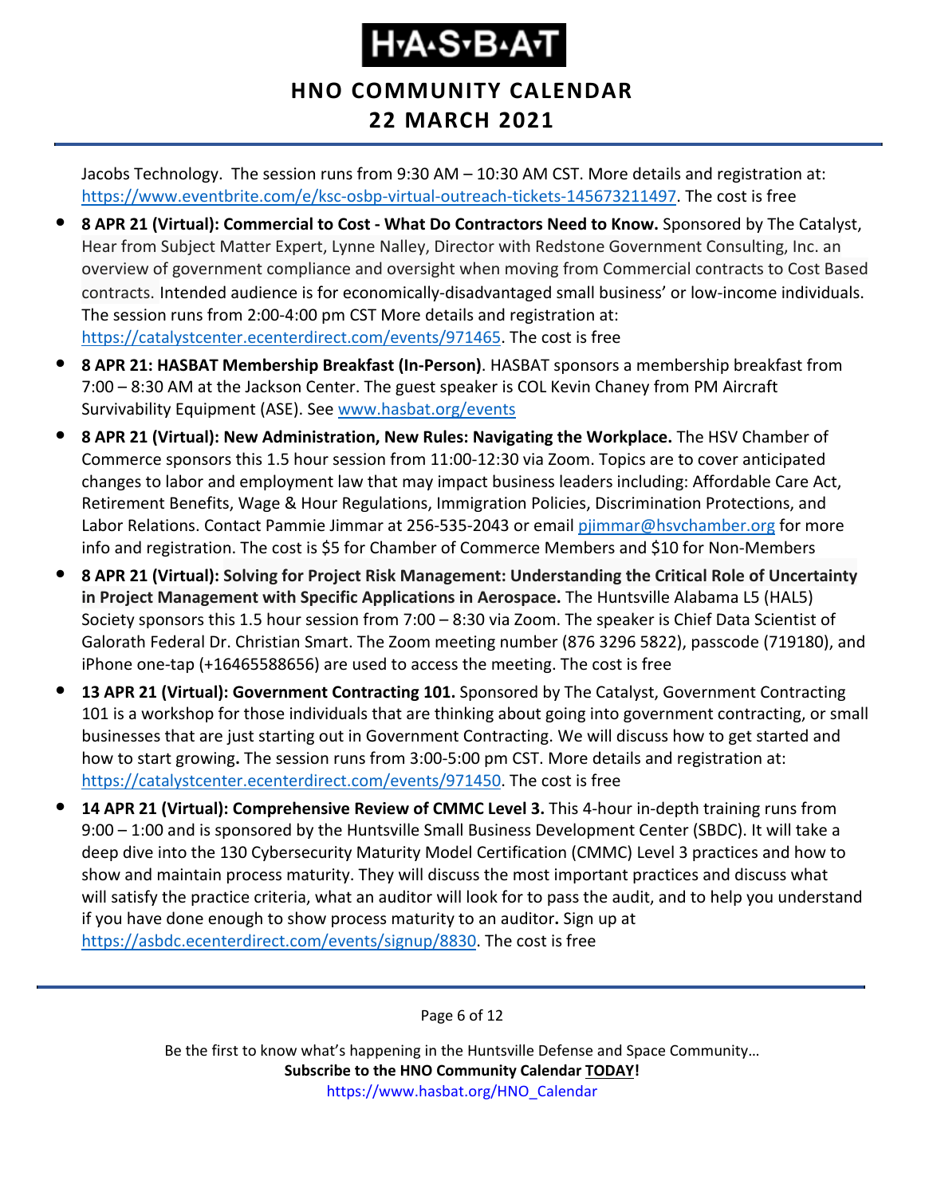Jacobs Technology. The session runs from 9:30 AM – 10:30 AM CST. More details and registration at: https://www.eventbrite.com/e/ksc-osbp-virtual-outreach-tickets-145673211497. The cost is free

- **8 APR 21 (Virtual): Commercial to Cost - What Do Contractors Need to Know.** Sponsored by The Catalyst, Hear from Subject Matter Expert, Lynne Nalley, Director with Redstone Government Consulting, Inc. an overview of government compliance and oversight when moving from Commercial contracts to Cost Based contracts. Intended audience is for economically-disadvantaged small business' or low-income individuals. The session runs from 2:00-4:00 pm CST More details and registration at: https://catalystcenter.ecenterdirect.com/events/971465. The cost is free
- **8 APR 21: HASBAT Membership Breakfast (In-Person)**. HASBAT sponsors a membership breakfast from 7:00 – 8:30 AM at the Jackson Center. The guest speaker is COL Kevin Chaney from PM Aircraft Survivability Equipment (ASE). See www.hasbat.org/events
- **8 APR 21 (Virtual): New Administration, New Rules: Navigating the Workplace.** The HSV Chamber of Commerce sponsors this 1.5 hour session from 11:00-12:30 via Zoom. Topics are to cover anticipated changes to labor and employment law that may impact business leaders including: Affordable Care Act, Retirement Benefits, Wage & Hour Regulations, Immigration Policies, Discrimination Protections, and Labor Relations. Contact Pammie Jimmar at 256-535-2043 or email pjimmar@hsvchamber.org for more info and registration. The cost is $5 for Chamber of Commerce Members and $10 for Non-Members
- **8 APR 21 (Virtual): Solving for Project Risk Management: Understanding the Critical Role of Uncertainty in Project Management with Specific Applications in Aerospace.** The Huntsville Alabama L5 (HAL5) Society sponsors this 1.5 hour session from 7:00 – 8:30 via Zoom. The speaker is Chief Data Scientist of Galorath Federal Dr. Christian Smart. The Zoom meeting number (876 3296 5822), passcode (719180), and iPhone one-tap (+16465588656) are used to access the meeting. The cost is free
- **13 APR 21 (Virtual): Government Contracting 101.** Sponsored by The Catalyst, Government Contracting 101 is a workshop for those individuals that are thinking about going into government contracting, or small businesses that are just starting out in Government Contracting. We will discuss how to get started and how to start growing**.** The session runs from 3:00-5:00 pm CST. More details and registration at: https://catalystcenter.ecenterdirect.com/events/971450. The cost is free
- **14 APR 21 (Virtual): Comprehensive Review of CMMC Level 3.** This 4-hour in-depth training runs from 9:00 – 1:00 and is sponsored by the Huntsville Small Business Development Center (SBDC). It will take a deep dive into the 130 Cybersecurity Maturity Model Certification (CMMC) Level 3 practices and how to show and maintain process maturity. They will discuss the most important practices and discuss what will satisfy the practice criteria, what an auditor will look for to pass the audit, and to help you understand if you have done enough to show process maturity to an auditor**.** Sign up at https://asbdc.ecenterdirect.com/events/signup/8830. The cost is free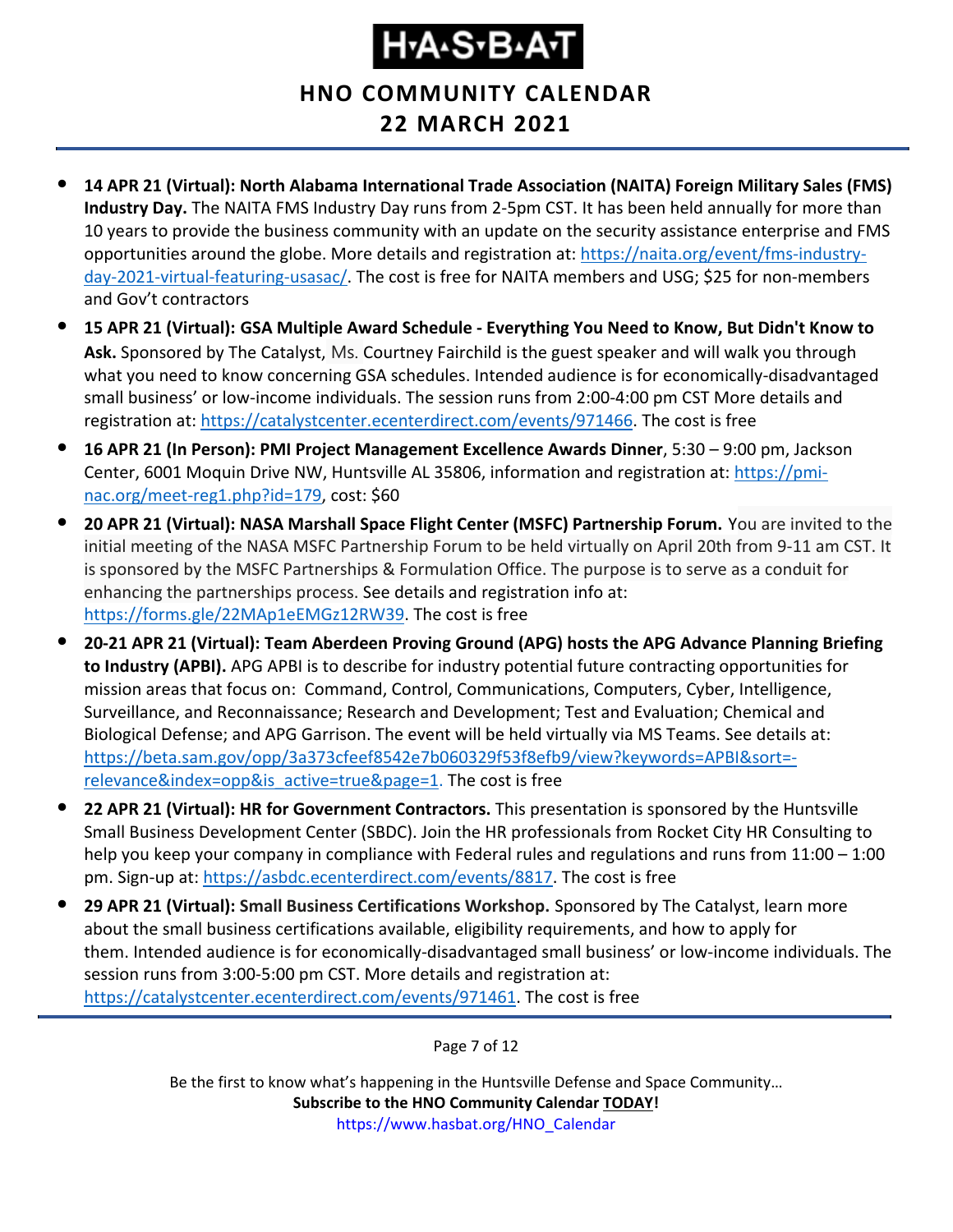- **14 APR 21 (Virtual): North Alabama International Trade Association (NAITA) Foreign Military Sales (FMS) Industry Day.** The NAITA FMS Industry Day runs from 2-5pm CST. It has been held annually for more than 10 years to provide the business community with an update on the security assistance enterprise and FMS opportunities around the globe. More details and registration at: https://naita.org/event/fms-industry-day-2021-virtual-featuring-usasac/. The cost is free for NAITA members and USG; $25 for non-members and Gov't contractors
- **15 APR 21 (Virtual): GSA Multiple Award Schedule - Everything You Need to Know, But Didn't Know to Ask.** Sponsored by The Catalyst, Ms. Courtney Fairchild is the guest speaker and will walk you through what you need to know concerning GSA schedules. Intended audience is for economically-disadvantaged small business' or low-income individuals. The session runs from 2:00-4:00 pm CST More details and registration at: https://catalystcenter.ecenterdirect.com/events/971466. The cost is free
- **16 APR 21 (In Person): PMI Project Management Excellence Awards Dinner**, 5:30 – 9:00 pm, Jackson Center, 6001 Moquin Drive NW, Huntsville AL 35806, information and registration at: https://pmi-nac.org/meet-reg1.php?id=179, cost: $60
- **20 APR 21 (Virtual): NASA Marshall Space Flight Center (MSFC) Partnership Forum.** You are invited to the initial meeting of the NASA MSFC Partnership Forum to be held virtually on April 20th from 9-11 am CST. It is sponsored by the MSFC Partnerships & Formulation Office. The purpose is to serve as a conduit for enhancing the partnerships process. See details and registration info at: https://forms.gle/22MAp1eEMGz12RW39. The cost is free
- **20-21 APR 21 (Virtual): Team Aberdeen Proving Ground (APG) hosts the APG Advance Planning Briefing to Industry (APBI).** APG APBI is to describe for industry potential future contracting opportunities for mission areas that focus on: Command, Control, Communications, Computers, Cyber, Intelligence, Surveillance, and Reconnaissance; Research and Development; Test and Evaluation; Chemical and Biological Defense; and APG Garrison. The event will be held virtually via MS Teams. See details at: https://beta.sam.gov/opp/3a373cfeef8542e7b060329f53f8efb9/view?keywords=APBI&sort=-relevance&index=opp&is_active=true&page=1. The cost is free
- **22 APR 21 (Virtual): HR for Government Contractors.** This presentation is sponsored by the Huntsville Small Business Development Center (SBDC). Join the HR professionals from Rocket City HR Consulting to help you keep your company in compliance with Federal rules and regulations and runs from 11:00 – 1:00 pm. Sign-up at: https://asbdc.ecenterdirect.com/events/8817. The cost is free
- **29 APR 21 (Virtual): Small Business Certifications Workshop.** Sponsored by The Catalyst, learn more about the small business certifications available, eligibility requirements, and how to apply for them. Intended audience is for economically-disadvantaged small business' or low-income individuals. The session runs from 3:00-5:00 pm CST. More details and registration at: https://catalystcenter.ecenterdirect.com/events/971461. The cost is free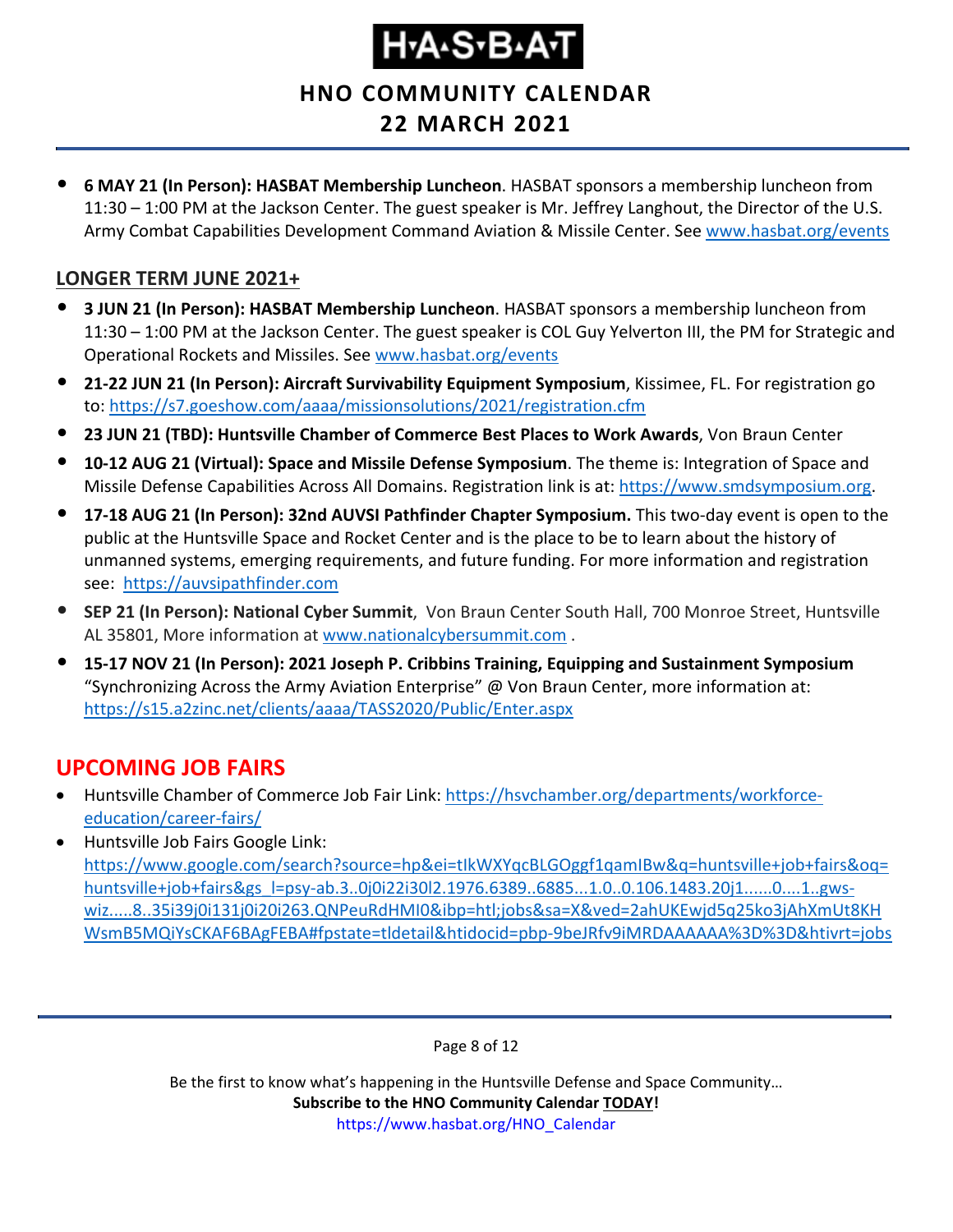- **6 MAY 21 (In Person): HASBAT Membership Luncheon**. HASBAT sponsors a membership luncheon from 11:30 – 1:00 PM at the Jackson Center. The guest speaker is Mr. Jeffrey Langhout, the Director of the U.S. Army Combat Capabilities Development Command Aviation & Missile Center. See [www.hasbat.org/events](www.hasbat.org/events)

## LONGER TERM JUNE 2021+

- **3 JUN 21 (In Person): HASBAT Membership Luncheon**. HASBAT sponsors a membership luncheon from 11:30 – 1:00 PM at the Jackson Center. The guest speaker is COL Guy Yelverton III, the PM for Strategic and Operational Rockets and Missiles. See [www.hasbat.org/events](www.hasbat.org/events)
- **21-22 JUN 21 (In Person): Aircraft Survivability Equipment Symposium**, Kissimee, FL. For registration go to: [https://s7.goeshow.com/aaaa/missionsolutions/2021/registration.cfm](https://s7.goeshow.com/aaaa/missionsolutions/2021/registration.cfm)
- **23 JUN 21 (TBD): Huntsville Chamber of Commerce Best Places to Work Awards**, Von Braun Center
- **10-12 AUG 21 (Virtual): Space and Missile Defense Symposium**. The theme is: Integration of Space and Missile Defense Capabilities Across All Domains. Registration link is at: [https://www.smdsymposium.org](https://www.smdsymposium.org).
- **17-18 AUG 21 (In Person): 32nd AUVSI Pathfinder Chapter Symposium.** This two-day event is open to the public at the Huntsville Space and Rocket Center and is the place to be to learn about the history of unmanned systems, emerging requirements, and future funding. For more information and registration see: [https://auvsipathfinder.com](https://auvsipathfinder.com)
- **SEP 21 (In Person): National Cyber Summit**, Von Braun Center South Hall, 700 Monroe Street, Huntsville AL 35801, More information at [www.nationalcybersummit.com](www.nationalcybersummit.com) .
- **15-17 NOV 21 (In Person): 2021 Joseph P. Cribbins Training, Equipping and Sustainment Symposium** "Synchronizing Across the Army Aviation Enterprise" @ Von Braun Center, more information at: [https://s15.a2zinc.net/clients/aaaa/TASS2020/Public/Enter.aspx](https://s15.a2zinc.net/clients/aaaa/TASS2020/Public/Enter.aspx)

## UPCOMING JOB FAIRS

- Huntsville Chamber of Commerce Job Fair Link: [https://hsvchamber.org/departments/workforce-education/career-fairs/](https://hsvchamber.org/departments/workforce-education/career-fairs/)
- Huntsville Job Fairs Google Link: [https://www.google.com/search?source=hp&ei=tIkWXYqcBLGOggf1qamIBw&q=huntsville+job+fairs&oq=huntsville+job+fairs&gs_l=psy-ab.3..0j0i22i30l2.1976.6389..6885...1.0..0.106.1483.20j1......0....1..gws-wiz.....8..35i39j0i131j0i20i263.QNPeuRdHMI0&ibp=htl;jobs&sa=X&ved=2ahUKEwjd5q25ko3jAhXmUt8KHWsmB5MQiYsCKAF6BAgFEBA#fpstate=tldetail&htidocid=pbp-9beJRfv9iMRDAAAAAA%3D%3D&htivrt=jobs](https://www.google.com/search?source=hp&ei=tIkWXYqcBLGOggf1qamIBw&q=huntsville+job+fairs&oq=huntsville+job+fairs&gs_l=psy-ab.3..0j0i22i30l2.1976.6389..6885...1.0..0.106.1483.20j1......0....1..gws-wiz.....8..35i39j0i131j0i20i263.QNPeuRdHMI0&ibp=htl;jobs&sa=X&ved=2ahUKEwjd5q25ko3jAhXmUt8KHWsmB5MQiYsCKAF6BAgFEBA#fpstate=tldetail&htidocid=pbp-9beJRfv9iMRDAAAAAA%3D%3D&htivrt=jobs)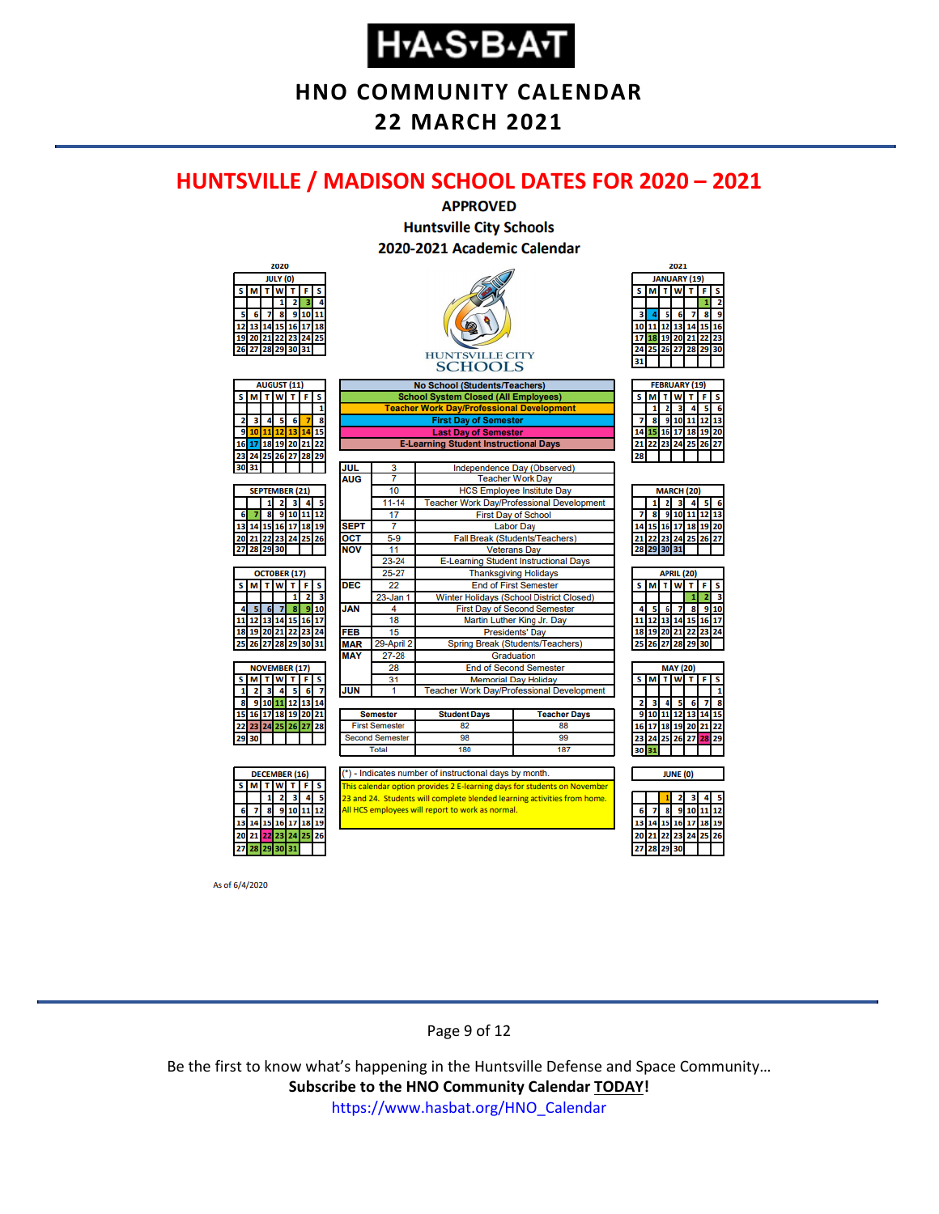# HUNTSVILLE / MADISON SCHOOL DATES FOR 2020 – 2021

**APPROVED**
**Huntsville City Schools**
**2020-2021 Academic Calendar**

HUNTSVILLE CITY SCHOOLS

**Legend:**
- No School (Students/Teachers)
- School System Closed (All Employees)
- Teacher Work Day/Professional Development
- First Day of Semester
- Last Day of Semester
- E-Learning Student Instructional Days

| Month | Date | Event |
|---|---|---|
| JUL | 3 | Independence Day (Observed) |
| AUG | 7 | Teacher Work Day |
| | 10 | HCS Employee Insitute Day |
| | 11-14 | Teacher Work Day/Professional Development |
| | 17 | First Day of School |
| SEPT | 7 | Labor Day |
| OCT | 5-9 | Fall Break (Students/Teachers) |
| NOV | 11 | Veterans Day |
| | 23-24 | E-Learning Student Instructional Days |
| | 25-27 | Thanksgiving Holidays |
| DEC | 22 | End of First Semester |
| | 23-Jan 1 | Winter Holidays (School District Closed) |
| JAN | 4 | First Day of Second Semester |
| | 18 | Martin Luther King Jr. Day |
| FEB | 15 | Presidents' Day |
| MAR | 29-April 2 | Spring Break (Students/Teachers) |
| MAY | 27-28 | Graduation |
| | 28 | End of Second Semester |
| | 31 | Memorial Day Holiday |
| JUN | 1 | Teacher Work Day/Professional Development |

| Semester | Student Days | Teacher Days |
|---|---|---|
| First Semester | 82 | 88 |
| Second Semester | 98 | 99 |
| Total | 180 | 187 |

(*) - Indicates number of instructional days by month.

This calendar option provides 2 E-learning days for students on November 23 and 24. Students will complete blended learning activities from home. All HCS employees will report to work as normal.

**2020**

**JULY (0)**

| S | M | T | W | T | F | S |
|---|---|---|---|---|---|---|
| | | | 1 | 2 | 3 | 4 |
| 5 | 6 | 7 | 8 | 9 | 10 | 11 |
| 12 | 13 | 14 | 15 | 16 | 17 | 18 |
| 19 | 20 | 21 | 22 | 23 | 24 | 25 |
| 26 | 27 | 28 | 29 | 30 | 31 | |

**AUGUST (11)**

| S | M | T | W | T | F | S |
|---|---|---|---|---|---|---|
| | | | | | | 1 |
| 2 | 3 | 4 | 5 | 6 | 7 | 8 |
| 9 | 10 | 11 | 12 | 13 | 14 | 15 |
| 16 | 17 | 18 | 19 | 20 | 21 | 22 |
| 23 | 24 | 25 | 26 | 27 | 28 | 29 |
| 30 | 31 | | | | | |

**SEPTEMBER (21)**

| S | M | T | W | T | F | S |
|---|---|---|---|---|---|---|
| | | 1 | 2 | 3 | 4 | 5 |
| 6 | 7 | 8 | 9 | 10 | 11 | 12 |
| 13 | 14 | 15 | 16 | 17 | 18 | 19 |
| 20 | 21 | 22 | 23 | 24 | 25 | 26 |
| 27 | 28 | 29 | 30 | | | |

**OCTOBER (17)**

| S | M | T | W | T | F | S |
|---|---|---|---|---|---|---|
| | | | | 1 | 2 | 3 |
| 4 | 5 | 6 | 7 | 8 | 9 | 10 |
| 11 | 12 | 13 | 14 | 15 | 16 | 17 |
| 18 | 19 | 20 | 21 | 22 | 23 | 24 |
| 25 | 26 | 27 | 28 | 29 | 30 | 31 |

**NOVEMBER (17)**

| S | M | T | W | T | F | S |
|---|---|---|---|---|---|---|
| 1 | 2 | 3 | 4 | 5 | 6 | 7 |
| 8 | 9 | 10 | 11 | 12 | 13 | 14 |
| 15 | 16 | 17 | 18 | 19 | 20 | 21 |
| 22 | 23 | 24 | 25 | 26 | 27 | 28 |
| 29 | 30 | | | | | |

**DECEMBER (16)**

| S | M | T | W | T | F | S |
|---|---|---|---|---|---|---|
| | | 1 | 2 | 3 | 4 | 5 |
| 6 | 7 | 8 | 9 | 10 | 11 | 12 |
| 13 | 14 | 15 | 16 | 17 | 18 | 19 |
| 20 | 21 | 22 | 23 | 24 | 25 | 26 |
| 27 | 28 | 29 | 30 | 31 | | |

**2021**

**JANUARY (19)**

| S | M | T | W | T | F | S |
|---|---|---|---|---|---|---|
| | | | | | 1 | 2 |
| 3 | 4 | 5 | 6 | 7 | 8 | 9 |
| 10 | 11 | 12 | 13 | 14 | 15 | 16 |
| 17 | 18 | 19 | 20 | 21 | 22 | 23 |
| 24 | 25 | 26 | 27 | 28 | 29 | 30 |
| 31 | | | | | | |

**FEBRUARY (19)**

| S | M | T | W | T | F | S |
|---|---|---|---|---|---|---|
| | 1 | 2 | 3 | 4 | 5 | 6 |
| 7 | 8 | 9 | 10 | 11 | 12 | 13 |
| 14 | 15 | 16 | 17 | 18 | 19 | 20 |
| 21 | 22 | 23 | 24 | 25 | 26 | 27 |
| 28 | | | | | | |

**MARCH (20)**

| S | M | T | W | T | F | S |
|---|---|---|---|---|---|---|
| | 1 | 2 | 3 | 4 | 5 | 6 |
| 7 | 8 | 9 | 10 | 11 | 12 | 13 |
| 14 | 15 | 16 | 17 | 18 | 19 | 20 |
| 21 | 22 | 23 | 24 | 25 | 26 | 27 |
| 28 | 29 | 30 | 31 | | | |

**APRIL (20)**

| S | M | T | W | T | F | S |
|---|---|---|---|---|---|---|
| | | | | 1 | 2 | 3 |
| 4 | 5 | 6 | 7 | 8 | 9 | 10 |
| 11 | 12 | 13 | 14 | 15 | 16 | 17 |
| 18 | 19 | 20 | 21 | 22 | 23 | 24 |
| 25 | 26 | 27 | 28 | 29 | 30 | |

**MAY (20)**

| S | M | T | W | T | F | S |
|---|---|---|---|---|---|---|
| | | | | | | 1 |
| 2 | 3 | 4 | 5 | 6 | 7 | 8 |
| 9 | 10 | 11 | 12 | 13 | 14 | 15 |
| 16 | 17 | 18 | 19 | 20 | 21 | 22 |
| 23 | 24 | 25 | 26 | 27 | 28 | 29 |
| 30 | 31 | | | | | |

**JUNE (0)**

| S | M | T | W | T | F | S |
|---|---|---|---|---|---|---|
| | | 1 | 2 | 3 | 4 | 5 |
| 6 | 7 | 8 | 9 | 10 | 11 | 12 |
| 13 | 14 | 15 | 16 | 17 | 18 | 19 |
| 20 | 21 | 22 | 23 | 24 | 25 | 26 |
| 27 | 28 | 29 | 30 | | | |

As of 6/4/2020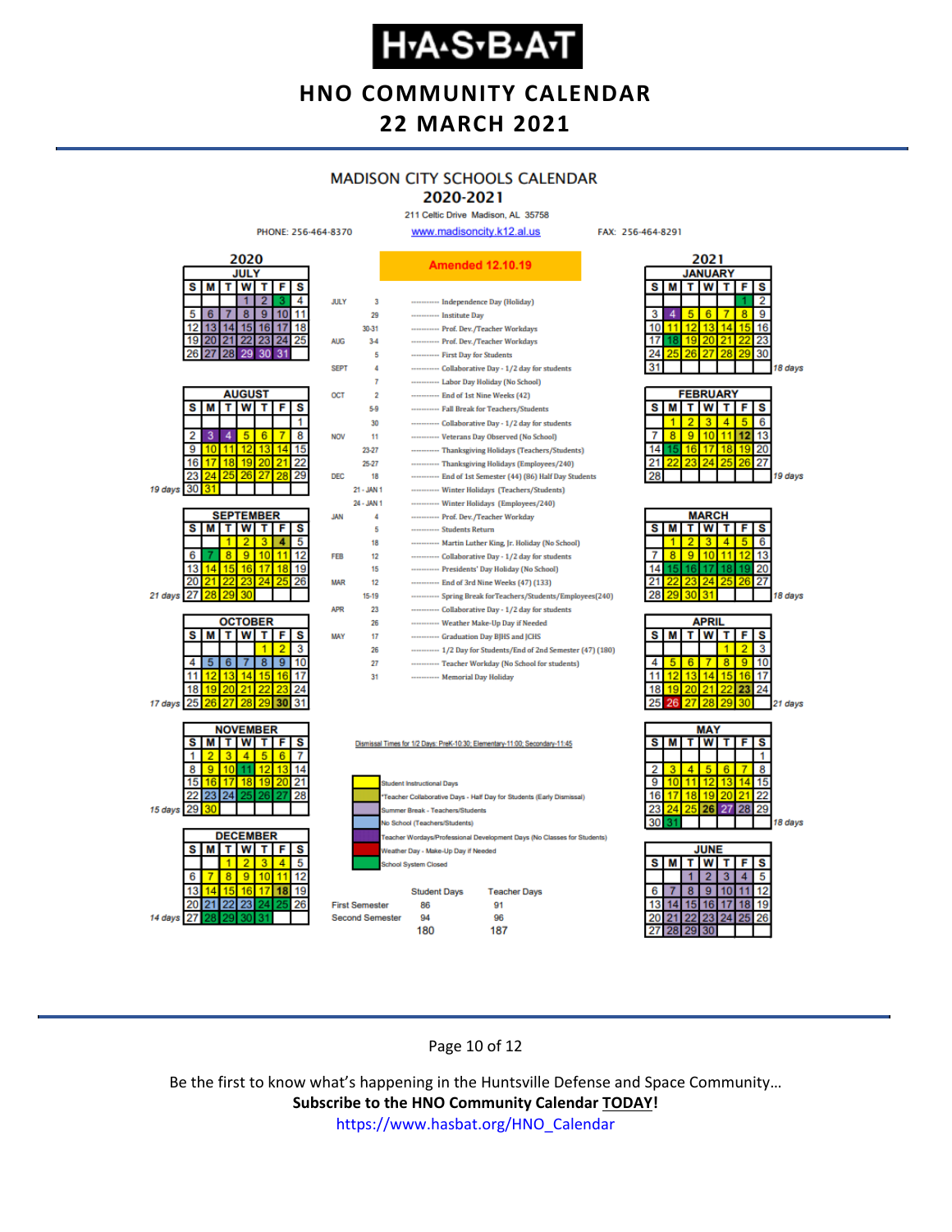# HNO COMMUNITY CALENDAR
## 22 MARCH 2021

### MADISON CITY SCHOOLS CALENDAR
### 2020-2021

211 Celtic Drive Madison, AL 35758

PHONE: 256-464-8370 | www.madisoncity.k12.al.us | FAX: 256-464-8291

**Amended 12.10.19**

| Month | Date | Event |
|---|---|---|
| JULY | 3 | Independence Day (Holiday) |
| | 29 | Institute Day |
| | 30-31 | Prof. Dev./Teacher Workdays |
| AUG | 3-4 | Prof. Dev./Teacher Workdays |
| | 5 | First Day for Students |
| SEPT | 4 | Collaborative Day - 1/2 day for students |
| | 7 | Labor Day Holiday (No School) |
| OCT | 2 | End of 1st Nine Weeks (42) |
| | 5-9 | Fall Break for Teachers/Students |
| | 30 | Collaborative Day - 1/2 day for students |
| NOV | 11 | Veterans Day Observed (No School) |
| | 23-27 | Thanksgiving Holidays (Teachers/Students) |
| | 25-27 | Thanksgiving Holidays (Employees/240) |
| DEC | 18 | End of 1st Semester (44) (86) Half Day Students |
| | 21 - JAN 1 | Winter Holidays (Teachers/Students) |
| | 24 - JAN 1 | Winter Holidays (Employees/240) |
| JAN | 4 | Prof. Dev./Teacher Workday |
| | 5 | Students Return |
| | 18 | Martin Luther King, Jr. Holiday (No School) |
| FEB | 12 | Collaborative Day - 1/2 day for students |
| | 15 | Presidents' Day Holiday (No School) |
| MAR | 12 | End of 3rd Nine Weeks (47) (133) |
| | 15-19 | Spring Break forTeachers/Students/Employees(240) |
| APR | 23 | Collaborative Day - 1/2 day for students |
| | 26 | Weather Make-Up Day if Needed |
| MAY | 17 | Graduation Day BJHS and JCHS |
| | 26 | 1/2 Day for Students/End of 2nd Semester (47) (180) |
| | 27 | Teacher Workday (No School for students) |
| | 31 | Memorial Day Holiday |

Dismissal Times for 1/2 Days: PreK-10:30; Elementary-11:00; Secondary-11:45

**Legend:**
- Student Instructional Days
- *Teacher Collaborative Days - Half Day for Students (Early Dismissal)
- Summer Break - Teachers/Students
- No School (Teachers/Students)
- Teacher Wordays/Professional Development Days (No Classes for Students)
- Weather Day - Make-Up Day if Needed
- School System Closed

| | Student Days | Teacher Days |
|---|---|---|
| First Semester | 86 | 91 |
| Second Semester | 94 | 96 |
| | 180 | 187 |

**Student days per month:** August 19 days; September 21 days; October 17 days; November 15 days; December 14 days; January 18 days; February 19 days; March 18 days; April 21 days; May 18 days

Be the first to know what's happening in the Huntsville Defense and Space Community…

**Subscribe to the HNO Community Calendar TODAY!**

https://www.hasbat.org/HNO_Calendar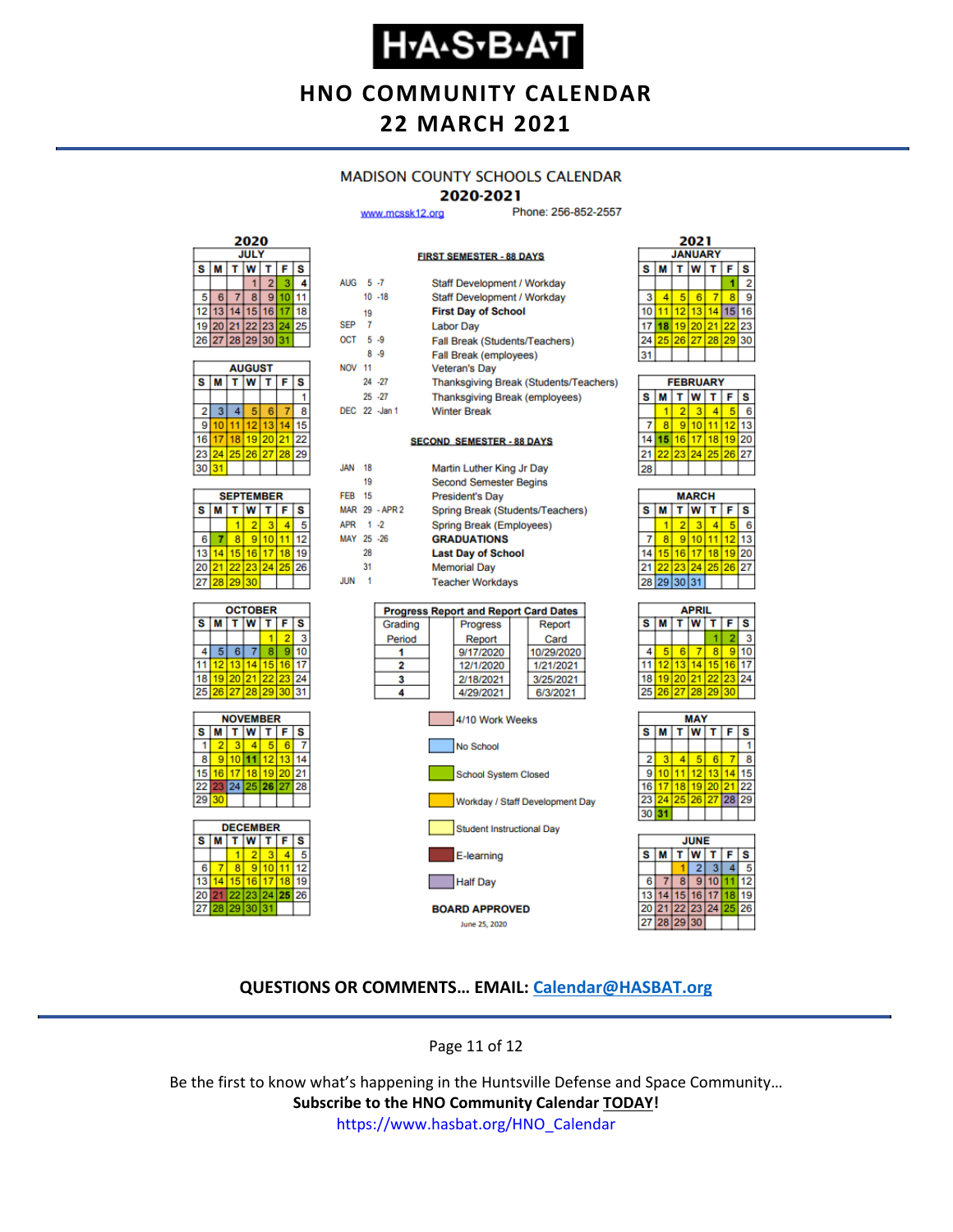# H·A·S·B·A·T

## HNO COMMUNITY CALENDAR

## 22 MARCH 2021

### MADISON COUNTY SCHOOLS CALENDAR

### 2020-2021

www.mcssk12.org Phone: 256-852-2557

**FIRST SEMESTER - 88 DAYS**

| | | |
|---|---|---|
| AUG | 5 -7 | Staff Development / Workday |
| | 10 -18 | Staff Development / Workday |
| | 19 | **First Day of School** |
| SEP | 7 | Labor Day |
| OCT | 5 -9 | Fall Break (Students/Teachers) |
| | 8 -9 | Fall Break (employees) |
| NOV | 11 | Veteran's Day |
| | 24 -27 | Thanksgiving Break (Students/Teachers) |
| | 25 -27 | Thanksgiving Break (employees) |
| DEC | 22 -Jan 1 | Winter Break |

**SECOND SEMESTER - 88 DAYS**

| | | |
|---|---|---|
| JAN | 18 | Martin Luther King Jr Day |
| | 19 | Second Semester Begins |
| FEB | 15 | President's Day |
| MAR | 29 - APR 2 | Spring Break (Students/Teachers) |
| APR | 1 -2 | Spring Break (Employees) |
| MAY | 25 -26 | **GRADUATIONS** |
| | 28 | **Last Day of School** |
| | 31 | Memorial Day |
| JUN | 1 | Teacher Workdays |

**Progress Report and Report Card Dates**

| Grading Period | Progress Report | Report Card |
|---|---|---|
| 1 | 9/17/2020 | 10/29/2020 |
| 2 | 12/1/2020 | 1/21/2021 |
| 3 | 2/18/2021 | 3/25/2021 |
| 4 | 4/29/2021 | 6/3/2021 |

Legend:
- 4/10 Work Weeks
- No School
- School System Closed
- Workday / Staff Development Day
- Student Instructional Day
- E-learning
- Half Day

**BOARD APPROVED**

June 25, 2020

**2020**

**JULY**

| S | M | T | W | T | F | S |
|---|---|---|---|---|---|---|
| | | | 1 | 2 | 3 | 4 |
| 5 | 6 | 7 | 8 | 9 | 10 | 11 |
| 12 | 13 | 14 | 15 | 16 | 17 | 18 |
| 19 | 20 | 21 | 22 | 23 | 24 | 25 |
| 26 | 27 | 28 | 29 | 30 | 31 | |

**AUGUST**

| S | M | T | W | T | F | S |
|---|---|---|---|---|---|---|
| | | | | | | 1 |
| 2 | 3 | 4 | 5 | 6 | 7 | 8 |
| 9 | 10 | 11 | 12 | 13 | 14 | 15 |
| 16 | 17 | 18 | 19 | 20 | 21 | 22 |
| 23 | 24 | 25 | 26 | 27 | 28 | 29 |
| 30 | 31 | | | | | |

**SEPTEMBER**

| S | M | T | W | T | F | S |
|---|---|---|---|---|---|---|
| | | 1 | 2 | 3 | 4 | 5 |
| 6 | 7 | 8 | 9 | 10 | 11 | 12 |
| 13 | 14 | 15 | 16 | 17 | 18 | 19 |
| 20 | 21 | 22 | 23 | 24 | 25 | 26 |
| 27 | 28 | 29 | 30 | | | |

**OCTOBER**

| S | M | T | W | T | F | S |
|---|---|---|---|---|---|---|
| | | | | 1 | 2 | 3 |
| 4 | 5 | 6 | 7 | 8 | 9 | 10 |
| 11 | 12 | 13 | 14 | 15 | 16 | 17 |
| 18 | 19 | 20 | 21 | 22 | 23 | 24 |
| 25 | 26 | 27 | 28 | 29 | 30 | 31 |

**NOVEMBER**

| S | M | T | W | T | F | S |
|---|---|---|---|---|---|---|
| 1 | 2 | 3 | 4 | 5 | 6 | 7 |
| 8 | 9 | 10 | 11 | 12 | 13 | 14 |
| 15 | 16 | 17 | 18 | 19 | 20 | 21 |
| 22 | 23 | 24 | 25 | 26 | 27 | 28 |
| 29 | 30 | | | | | |

**DECEMBER**

| S | M | T | W | T | F | S |
|---|---|---|---|---|---|---|
| | | 1 | 2 | 3 | 4 | 5 |
| 6 | 7 | 8 | 9 | 10 | 11 | 12 |
| 13 | 14 | 15 | 16 | 17 | 18 | 19 |
| 20 | 21 | 22 | 23 | 24 | 25 | 26 |
| 27 | 28 | 29 | 30 | 31 | | |

**2021**

**JANUARY**

| S | M | T | W | T | F | S |
|---|---|---|---|---|---|---|
| | | | | | 1 | 2 |
| 3 | 4 | 5 | 6 | 7 | 8 | 9 |
| 10 | 11 | 12 | 13 | 14 | 15 | 16 |
| 17 | 18 | 19 | 20 | 21 | 22 | 23 |
| 24 | 25 | 26 | 27 | 28 | 29 | 30 |
| 31 | | | | | | |

**FEBRUARY**

| S | M | T | W | T | F | S |
|---|---|---|---|---|---|---|
| | 1 | 2 | 3 | 4 | 5 | 6 |
| 7 | 8 | 9 | 10 | 11 | 12 | 13 |
| 14 | 15 | 16 | 17 | 18 | 19 | 20 |
| 21 | 22 | 23 | 24 | 25 | 26 | 27 |
| 28 | | | | | | |

**MARCH**

| S | M | T | W | T | F | S |
|---|---|---|---|---|---|---|
| | 1 | 2 | 3 | 4 | 5 | 6 |
| 7 | 8 | 9 | 10 | 11 | 12 | 13 |
| 14 | 15 | 16 | 17 | 18 | 19 | 20 |
| 21 | 22 | 23 | 24 | 25 | 26 | 27 |
| 28 | 29 | 30 | 31 | | | |

**APRIL**

| S | M | T | W | T | F | S |
|---|---|---|---|---|---|---|
| | | | | 1 | 2 | 3 |
| 4 | 5 | 6 | 7 | 8 | 9 | 10 |
| 11 | 12 | 13 | 14 | 15 | 16 | 17 |
| 18 | 19 | 20 | 21 | 22 | 23 | 24 |
| 25 | 26 | 27 | 28 | 29 | 30 | |

**MAY**

| S | M | T | W | T | F | S |
|---|---|---|---|---|---|---|
| | | | | | | 1 |
| 2 | 3 | 4 | 5 | 6 | 7 | 8 |
| 9 | 10 | 11 | 12 | 13 | 14 | 15 |
| 16 | 17 | 18 | 19 | 20 | 21 | 22 |
| 23 | 24 | 25 | 26 | 27 | 28 | 29 |
| 30 | 31 | | | | | |

**JUNE**

| S | M | T | W | T | F | S |
|---|---|---|---|---|---|---|
| | | 1 | 2 | 3 | 4 | 5 |
| 6 | 7 | 8 | 9 | 10 | 11 | 12 |
| 13 | 14 | 15 | 16 | 17 | 18 | 19 |
| 20 | 21 | 22 | 23 | 24 | 25 | 26 |
| 27 | 28 | 29 | 30 | | | |

**QUESTIONS OR COMMENTS… EMAIL: Calendar@HASBAT.org**

Be the first to know what's happening in the Huntsville Defense and Space Community…

**Subscribe to the HNO Community Calendar TODAY!**

https://www.hasbat.org/HNO_Calendar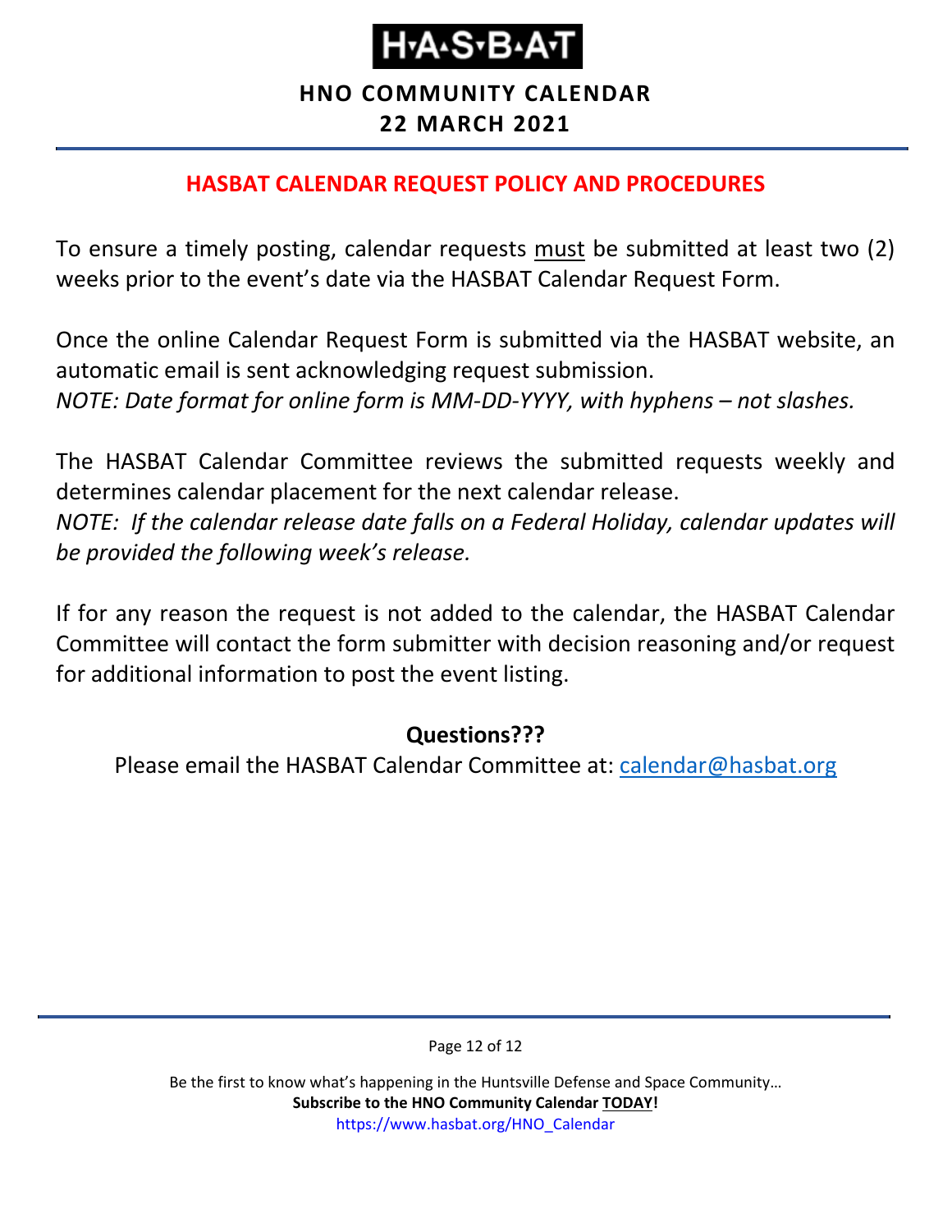# H·A·S·B·A·T

## HNO COMMUNITY CALENDAR
## 22 MARCH 2021

### HASBAT CALENDAR REQUEST POLICY AND PROCEDURES

To ensure a timely posting, calendar requests must be submitted at least two (2) weeks prior to the event's date via the HASBAT Calendar Request Form.

Once the online Calendar Request Form is submitted via the HASBAT website, an automatic email is sent acknowledging request submission.
*NOTE: Date format for online form is MM-DD-YYYY, with hyphens – not slashes.*

The HASBAT Calendar Committee reviews the submitted requests weekly and determines calendar placement for the next calendar release.
*NOTE: If the calendar release date falls on a Federal Holiday, calendar updates will be provided the following week's release.*

If for any reason the request is not added to the calendar, the HASBAT Calendar Committee will contact the form submitter with decision reasoning and/or request for additional information to post the event listing.

**Questions???**

Please email the HASBAT Calendar Committee at: calendar@hasbat.org

Be the first to know what's happening in the Huntsville Defense and Space Community…
**Subscribe to the HNO Community Calendar TODAY!**
https://www.hasbat.org/HNO_Calendar